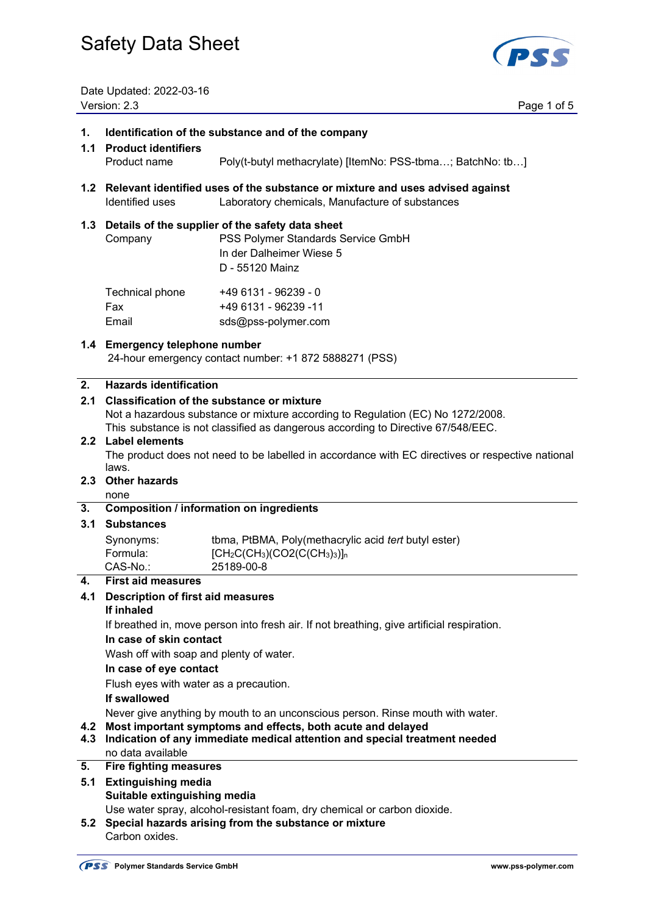# Safety Data Sheet

Date Updated: 2022-03-16
Version: 2.3

## 1. Identification of the substance and of the company

### 1.1 Product identifiers

| | |
|---|---|
| Product name | Poly(t-butyl methacrylate) [ItemNo: PSS-tbma…; BatchNo: tb…] |

### 1.2 Relevant identified uses of the substance or mixture and uses advised against

| | |
|---|---|
| Identified uses | Laboratory chemicals, Manufacture of substances |

### 1.3 Details of the supplier of the safety data sheet

| | |
|---|---|
| Company | PSS Polymer Standards Service GmbH<br>In der Dalheimer Wiese 5<br>D - 55120 Mainz |
| Technical phone | +49 6131 - 96239 - 0 |
| Fax | +49 6131 - 96239 -11 |
| Email | sds@pss-polymer.com |

### 1.4 Emergency telephone number

24-hour emergency contact number: +1 872 5888271 (PSS)

## 2. Hazards identification

### 2.1 Classification of the substance or mixture

Not a hazardous substance or mixture according to Regulation (EC) No 1272/2008.
This substance is not classified as dangerous according to Directive 67/548/EEC.

### 2.2 Label elements

The product does not need to be labelled in accordance with EC directives or respective national laws.

### 2.3 Other hazards

none

## 3. Composition / information on ingredients

### 3.1 Substances

| | |
|---|---|
| Synonyms: | tbma, PtBMA, Poly(methacrylic acid *tert* butyl ester) |
| Formula: | $[CH_2C(CH_3)(CO2(C(CH_3)_3)]_n$ |
| CAS-No.: | 25189-00-8 |

## 4. First aid measures

### 4.1 Description of first aid measures

**If inhaled**

If breathed in, move person into fresh air. If not breathing, give artificial respiration.

**In case of skin contact**

Wash off with soap and plenty of water.

**In case of eye contact**

Flush eyes with water as a precaution.

**If swallowed**

Never give anything by mouth to an unconscious person. Rinse mouth with water.

### 4.2 Most important symptoms and effects, both acute and delayed

### 4.3 Indication of any immediate medical attention and special treatment needed

no data available

## 5. Fire fighting measures

### 5.1 Extinguishing media

**Suitable extinguishing media**

Use water spray, alcohol-resistant foam, dry chemical or carbon dioxide.

### 5.2 Special hazards arising from the substance or mixture

Carbon oxides.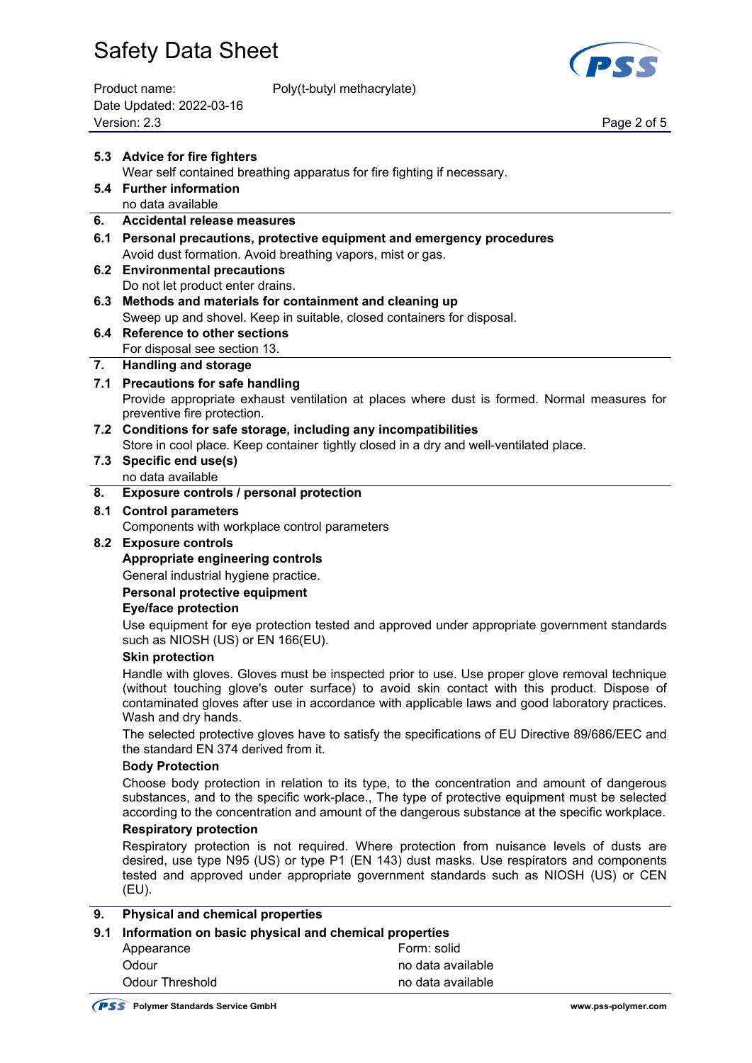**5.3 Advice for fire fighters**

Wear self contained breathing apparatus for fire fighting if necessary.

**5.4 Further information**

no data available

## 6. Accidental release measures

**6.1 Personal precautions, protective equipment and emergency procedures**

Avoid dust formation. Avoid breathing vapors, mist or gas.

**6.2 Environmental precautions**

Do not let product enter drains.

**6.3 Methods and materials for containment and cleaning up**

Sweep up and shovel. Keep in suitable, closed containers for disposal.

**6.4 Reference to other sections**

For disposal see section 13.

## 7. Handling and storage

**7.1 Precautions for safe handling**

Provide appropriate exhaust ventilation at places where dust is formed. Normal measures for preventive fire protection.

**7.2 Conditions for safe storage, including any incompatibilities**

Store in cool place. Keep container tightly closed in a dry and well-ventilated place.

**7.3 Specific end use(s)**

no data available

## 8. Exposure controls / personal protection

**8.1 Control parameters**

Components with workplace control parameters

**8.2 Exposure controls**

**Appropriate engineering controls**

General industrial hygiene practice.

**Personal protective equipment**

**Eye/face protection**

Use equipment for eye protection tested and approved under appropriate government standards such as NIOSH (US) or EN 166(EU).

**Skin protection**

Handle with gloves. Gloves must be inspected prior to use. Use proper glove removal technique (without touching glove's outer surface) to avoid skin contact with this product. Dispose of contaminated gloves after use in accordance with applicable laws and good laboratory practices. Wash and dry hands.

The selected protective gloves have to satisfy the specifications of EU Directive 89/686/EEC and the standard EN 374 derived from it.

**Body Protection**

Choose body protection in relation to its type, to the concentration and amount of dangerous substances, and to the specific work-place., The type of protective equipment must be selected according to the concentration and amount of the dangerous substance at the specific workplace.

**Respiratory protection**

Respiratory protection is not required. Where protection from nuisance levels of dusts are desired, use type N95 (US) or type P1 (EN 143) dust masks. Use respirators and components tested and approved under appropriate government standards such as NIOSH (US) or CEN (EU).

## 9. Physical and chemical properties

**9.1 Information on basic physical and chemical properties**

| | |
|---|---|
| Appearance | Form: solid |
| Odour | no data available |
| Odour Threshold | no data available |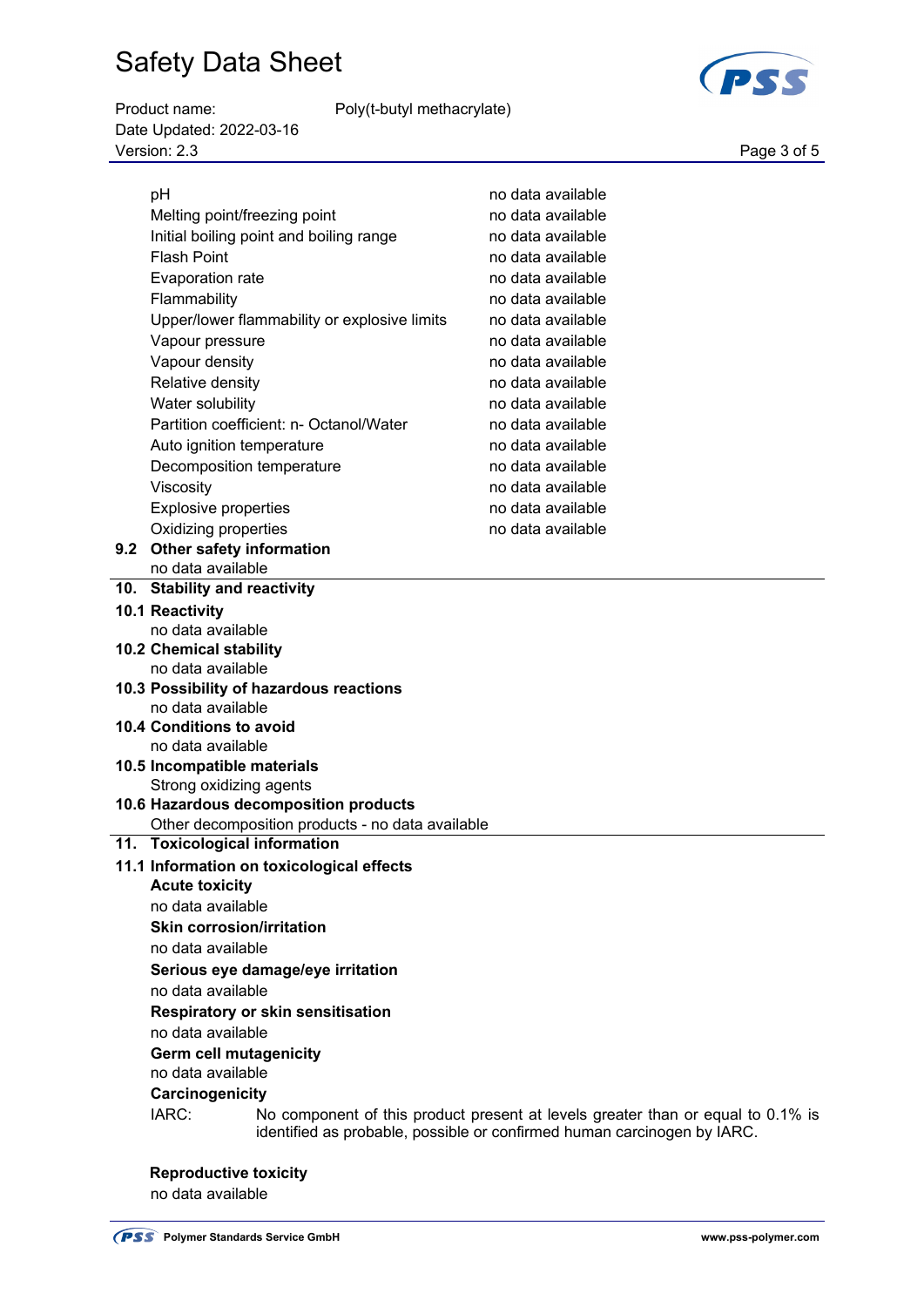| | |
|---|---|
| pH | no data available |
| Melting point/freezing point | no data available |
| Initial boiling point and boiling range | no data available |
| Flash Point | no data available |
| Evaporation rate | no data available |
| Flammability | no data available |
| Upper/lower flammability or explosive limits | no data available |
| Vapour pressure | no data available |
| Vapour density | no data available |
| Relative density | no data available |
| Water solubility | no data available |
| Partition coefficient: n- Octanol/Water | no data available |
| Auto ignition temperature | no data available |
| Decomposition temperature | no data available |
| Viscosity | no data available |
| Explosive properties | no data available |
| Oxidizing properties | no data available |

**9.2 Other safety information**

no data available

## 10. Stability and reactivity

**10.1 Reactivity**

no data available

**10.2 Chemical stability**

no data available

**10.3 Possibility of hazardous reactions**

no data available

**10.4 Conditions to avoid**

no data available

**10.5 Incompatible materials**

Strong oxidizing agents

**10.6 Hazardous decomposition products**

Other decomposition products - no data available

## 11. Toxicological information

**11.1 Information on toxicological effects**

**Acute toxicity**

no data available

**Skin corrosion/irritation**

no data available

**Serious eye damage/eye irritation**

no data available

**Respiratory or skin sensitisation**

no data available

**Germ cell mutagenicity**

no data available

**Carcinogenicity**

IARC: No component of this product present at levels greater than or equal to 0.1% is identified as probable, possible or confirmed human carcinogen by IARC.

**Reproductive toxicity**

no data available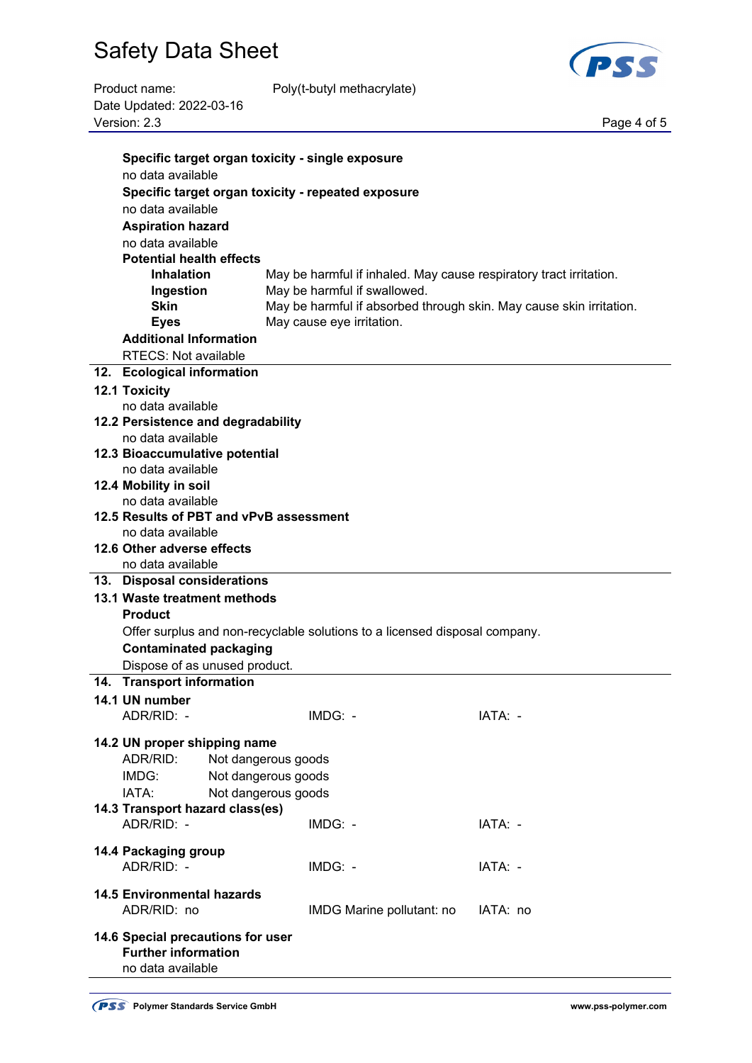**Specific target organ toxicity - single exposure**

no data available

**Specific target organ toxicity - repeated exposure**

no data available

**Aspiration hazard**

no data available

**Potential health effects**

| | |
|---|---|
| **Inhalation** | May be harmful if inhaled. May cause respiratory tract irritation. |
| **Ingestion** | May be harmful if swallowed. |
| **Skin** | May be harmful if absorbed through skin. May cause skin irritation. |
| **Eyes** | May cause eye irritation. |

**Additional Information**

RTECS: Not available

## 12. Ecological information

### 12.1 Toxicity

no data available

### 12.2 Persistence and degradability

no data available

### 12.3 Bioaccumulative potential

no data available

### 12.4 Mobility in soil

no data available

### 12.5 Results of PBT and vPvB assessment

no data available

### 12.6 Other adverse effects

no data available

## 13. Disposal considerations

### 13.1 Waste treatment methods

**Product**

Offer surplus and non-recyclable solutions to a licensed disposal company.

**Contaminated packaging**

Dispose of as unused product.

## 14. Transport information

### 14.1 UN number

ADR/RID: - IMDG: - IATA: -

### 14.2 UN proper shipping name

ADR/RID: Not dangerous goods
IMDG: Not dangerous goods
IATA: Not dangerous goods

### 14.3 Transport hazard class(es)

ADR/RID: - IMDG: - IATA: -

### 14.4 Packaging group

ADR/RID: - IMDG: - IATA: -

### 14.5 Environmental hazards

ADR/RID: no IMDG Marine pollutant: no IATA: no

### 14.6 Special precautions for user

**Further information**

no data available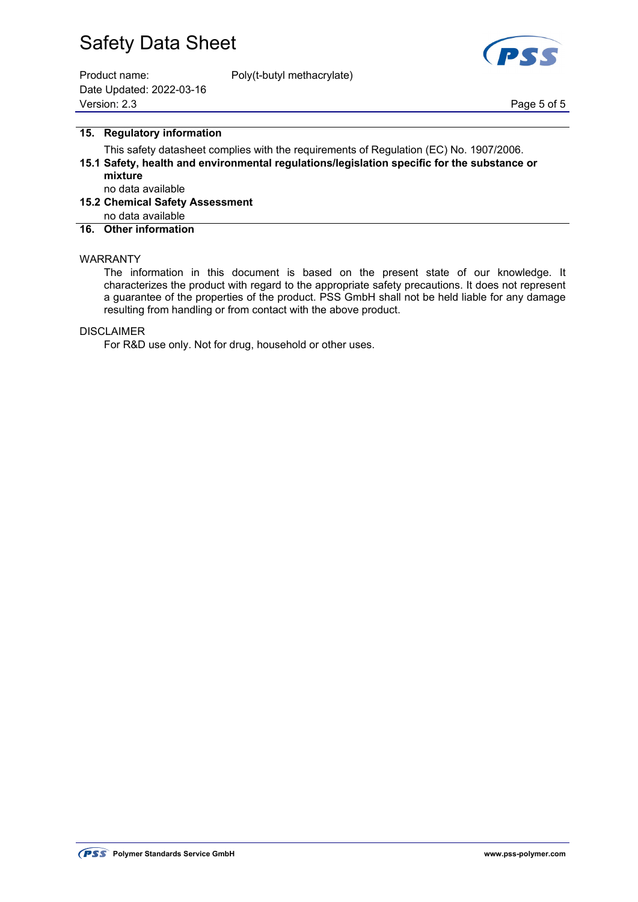## 15. Regulatory information

This safety datasheet complies with the requirements of Regulation (EC) No. 1907/2006.

### 15.1 Safety, health and environmental regulations/legislation specific for the substance or mixture

no data available

### 15.2 Chemical Safety Assessment

no data available

## 16. Other information

WARRANTY

The information in this document is based on the present state of our knowledge. It characterizes the product with regard to the appropriate safety precautions. It does not represent a guarantee of the properties of the product. PSS GmbH shall not be held liable for any damage resulting from handling or from contact with the above product.

DISCLAIMER

For R&D use only. Not for drug, household or other uses.